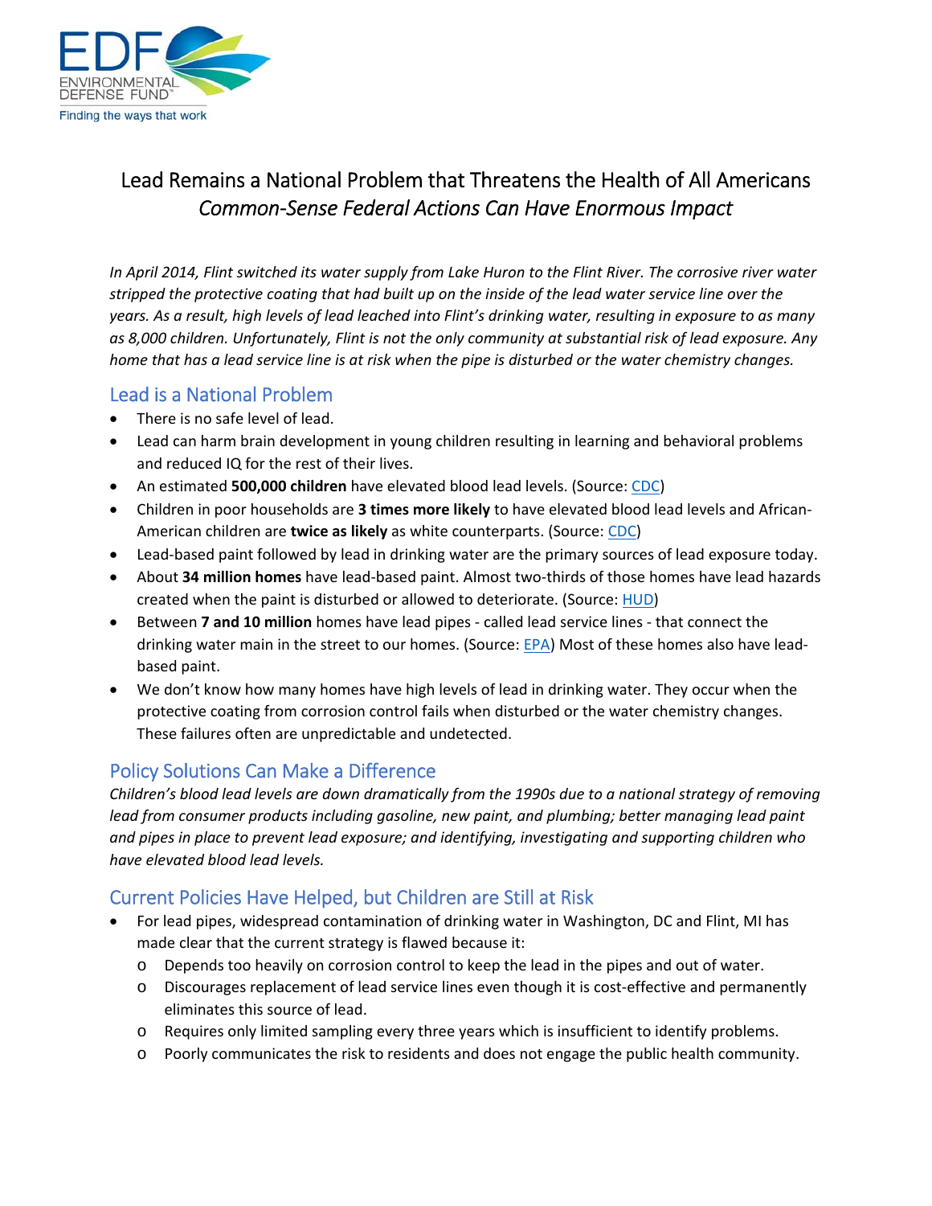# Lead Remains a National Problem that Threatens the Health of All Americans

*Common-Sense Federal Actions Can Have Enormous Impact*

*In April 2014, Flint switched its water supply from Lake Huron to the Flint River. The corrosive river water stripped the protective coating that had built up on the inside of the lead water service line over the years. As a result, high levels of lead leached into Flint's drinking water, resulting in exposure to as many as 8,000 children. Unfortunately, Flint is not the only community at substantial risk of lead exposure. Any home that has a lead service line is at risk when the pipe is disturbed or the water chemistry changes.*

## Lead is a National Problem

- There is no safe level of lead.
- Lead can harm brain development in young children resulting in learning and behavioral problems and reduced IQ for the rest of their lives.
- An estimated **500,000 children** have elevated blood lead levels. (Source: CDC)
- Children in poor households are **3 times more likely** to have elevated blood lead levels and African-American children are **twice as likely** as white counterparts. (Source: CDC)
- Lead-based paint followed by lead in drinking water are the primary sources of lead exposure today.
- About **34 million homes** have lead-based paint. Almost two-thirds of those homes have lead hazards created when the paint is disturbed or allowed to deteriorate. (Source: HUD)
- Between **7 and 10 million** homes have lead pipes - called lead service lines - that connect the drinking water main in the street to our homes. (Source: EPA) Most of these homes also have lead-based paint.
- We don't know how many homes have high levels of lead in drinking water. They occur when the protective coating from corrosion control fails when disturbed or the water chemistry changes. These failures often are unpredictable and undetected.

## Policy Solutions Can Make a Difference

*Children's blood lead levels are down dramatically from the 1990s due to a national strategy of removing lead from consumer products including gasoline, new paint, and plumbing; better managing lead paint and pipes in place to prevent lead exposure; and identifying, investigating and supporting children who have elevated blood lead levels.*

## Current Policies Have Helped, but Children are Still at Risk

- For lead pipes, widespread contamination of drinking water in Washington, DC and Flint, MI has made clear that the current strategy is flawed because it:
  - Depends too heavily on corrosion control to keep the lead in the pipes and out of water.
  - Discourages replacement of lead service lines even though it is cost-effective and permanently eliminates this source of lead.
  - Requires only limited sampling every three years which is insufficient to identify problems.
  - Poorly communicates the risk to residents and does not engage the public health community.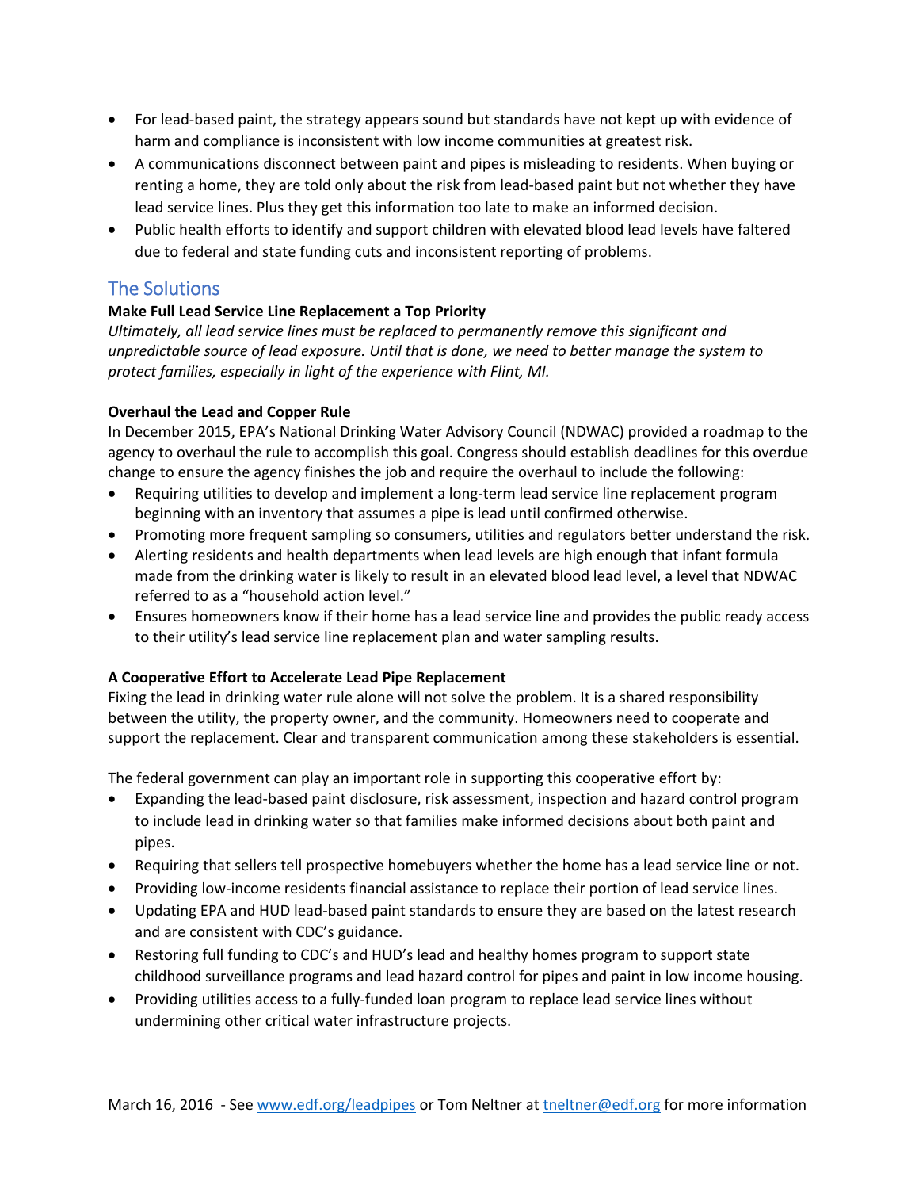- For lead-based paint, the strategy appears sound but standards have not kept up with evidence of harm and compliance is inconsistent with low income communities at greatest risk.
- A communications disconnect between paint and pipes is misleading to residents. When buying or renting a home, they are told only about the risk from lead-based paint but not whether they have lead service lines. Plus they get this information too late to make an informed decision.
- Public health efforts to identify and support children with elevated blood lead levels have faltered due to federal and state funding cuts and inconsistent reporting of problems.

## The Solutions

**Make Full Lead Service Line Replacement a Top Priority**

*Ultimately, all lead service lines must be replaced to permanently remove this significant and unpredictable source of lead exposure. Until that is done, we need to better manage the system to protect families, especially in light of the experience with Flint, MI.*

**Overhaul the Lead and Copper Rule**

In December 2015, EPA's National Drinking Water Advisory Council (NDWAC) provided a roadmap to the agency to overhaul the rule to accomplish this goal. Congress should establish deadlines for this overdue change to ensure the agency finishes the job and require the overhaul to include the following:

- Requiring utilities to develop and implement a long-term lead service line replacement program beginning with an inventory that assumes a pipe is lead until confirmed otherwise.
- Promoting more frequent sampling so consumers, utilities and regulators better understand the risk.
- Alerting residents and health departments when lead levels are high enough that infant formula made from the drinking water is likely to result in an elevated blood lead level, a level that NDWAC referred to as a "household action level."
- Ensures homeowners know if their home has a lead service line and provides the public ready access to their utility's lead service line replacement plan and water sampling results.

**A Cooperative Effort to Accelerate Lead Pipe Replacement**

Fixing the lead in drinking water rule alone will not solve the problem. It is a shared responsibility between the utility, the property owner, and the community. Homeowners need to cooperate and support the replacement. Clear and transparent communication among these stakeholders is essential.

The federal government can play an important role in supporting this cooperative effort by:

- Expanding the lead-based paint disclosure, risk assessment, inspection and hazard control program to include lead in drinking water so that families make informed decisions about both paint and pipes.
- Requiring that sellers tell prospective homebuyers whether the home has a lead service line or not.
- Providing low-income residents financial assistance to replace their portion of lead service lines.
- Updating EPA and HUD lead-based paint standards to ensure they are based on the latest research and are consistent with CDC's guidance.
- Restoring full funding to CDC's and HUD's lead and healthy homes program to support state childhood surveillance programs and lead hazard control for pipes and paint in low income housing.
- Providing utilities access to a fully-funded loan program to replace lead service lines without undermining other critical water infrastructure projects.

March 16, 2016 - See www.edf.org/leadpipes or Tom Neltner at tneltner@edf.org for more information